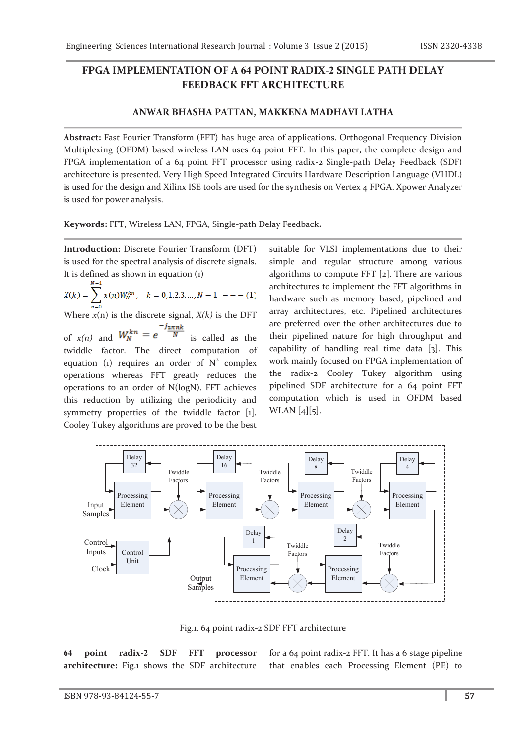# FPGA IMPLEMENTATION OF A 64 POINT RADIX-2 SINGLE PATH DELAY FEEDBACK FFT ARCHITECTURE

**ANWAR BHASHA PATTAN, MAKKENA MADHAVI LATHA**

**Abstract:** Fast Fourier Transform (FFT) has huge area of applications. Orthogonal Frequency Division Multiplexing (OFDM) based wireless LAN uses 64 point FFT. In this paper, the complete design and FPGA implementation of a 64 point FFT processor using radix-2 Single-path Delay Feedback (SDF) architecture is presented. Very High Speed Integrated Circuits Hardware Description Language (VHDL) is used for the design and Xilinx ISE tools are used for the synthesis on Vertex 4 FPGA. Xpower Analyzer is used for power analysis.

**Keywords:** FFT, Wireless LAN, FPGA, Single-path Delay Feedback.

**Introduction:** Discrete Fourier Transform (DFT) is used for the spectral analysis of discrete signals. It is defined as shown in equation (1)

$$X(k) = \sum_{n=0}^{N-1} x(n) W_N^{kn}, \quad k = 0,1,2,3,\ldots,N-1 \quad --- (1)$$

Where $x$(n) is the discrete signal, $X(k)$ is the DFT of $x(n)$ and $W_N^{kn} = e^{\frac{-j2\pi nk}{N}}$ is called as the twiddle factor. The direct computation of equation (1) requires an order of $N^2$ complex operations whereas FFT greatly reduces the operations to an order of N(logN). FFT achieves this reduction by utilizing the periodicity and symmetry properties of the twiddle factor [1]. Cooley Tukey algorithms are proved to be the best suitable for VLSI implementations due to their simple and regular structure among various algorithms to compute FFT [2]. There are various architectures to implement the FFT algorithms in hardware such as memory based, pipelined and array architectures, etc. Pipelined architectures are preferred over the other architectures due to their pipelined nature for high throughput and capability of handling real time data [3]. This work mainly focused on FPGA implementation of the radix-2 Cooley Tukey algorithm using pipelined SDF architecture for a 64 point FFT computation which is used in OFDM based WLAN [4][5].

Fig.1. 64 point radix-2 SDF FFT architecture

**64 point radix-2 SDF FFT processor architecture:** Fig.1 shows the SDF architecture for a 64 point radix-2 FFT. It has a 6 stage pipeline that enables each Processing Element (PE) to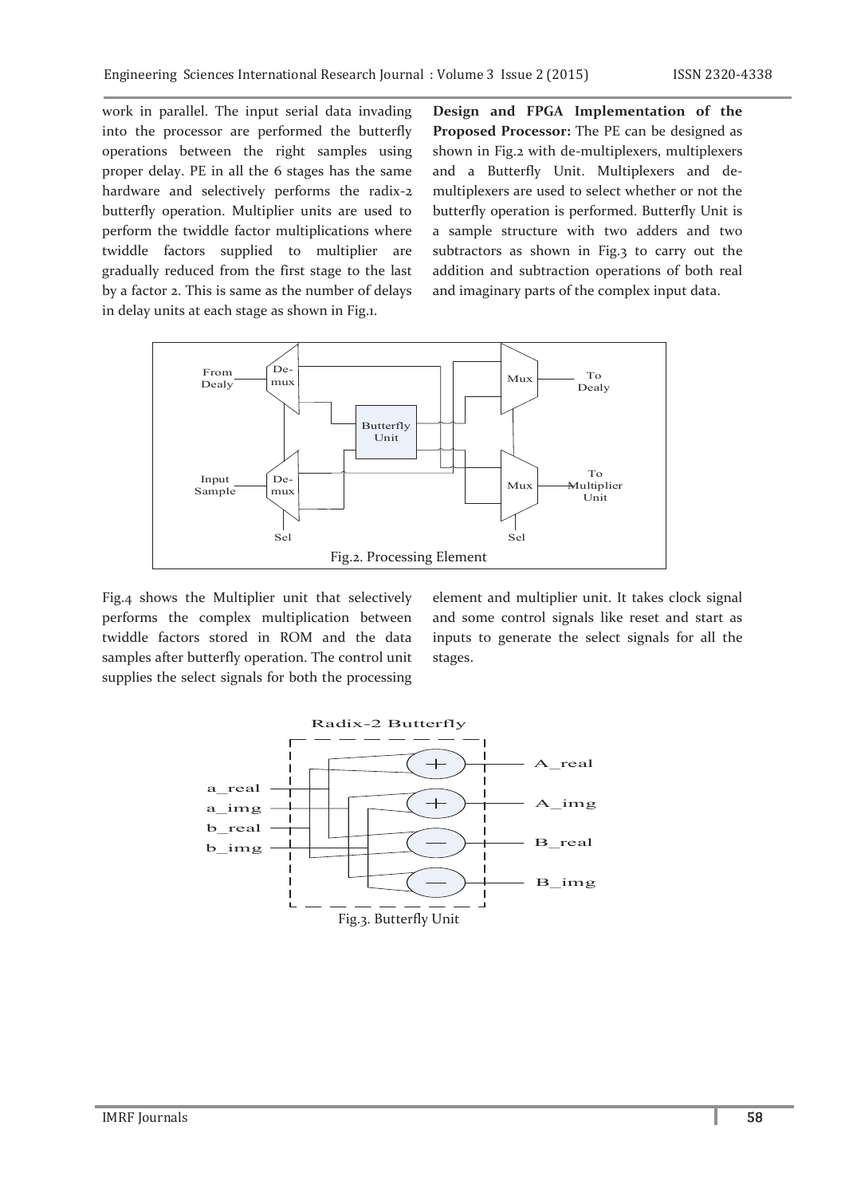work in parallel. The input serial data invading into the processor are performed the butterfly operations between the right samples using proper delay. PE in all the 6 stages has the same hardware and selectively performs the radix-2 butterfly operation. Multiplier units are used to perform the twiddle factor multiplications where twiddle factors supplied to multiplier are gradually reduced from the first stage to the last by a factor 2. This is same as the number of delays in delay units at each stage as shown in Fig.1.

**Design and FPGA Implementation of the Proposed Processor:** The PE can be designed as shown in Fig.2 with de-multiplexers, multiplexers and a Butterfly Unit. Multiplexers and de-multiplexers are used to select whether or not the butterfly operation is performed. Butterfly Unit is a sample structure with two adders and two subtractors as shown in Fig.3 to carry out the addition and subtraction operations of both real and imaginary parts of the complex input data.

Fig.2. Processing Element

Fig.4 shows the Multiplier unit that selectively performs the complex multiplication between twiddle factors stored in ROM and the data samples after butterfly operation. The control unit supplies the select signals for both the processing element and multiplier unit. It takes clock signal and some control signals like reset and start as inputs to generate the select signals for all the stages.

Fig.3. Butterfly Unit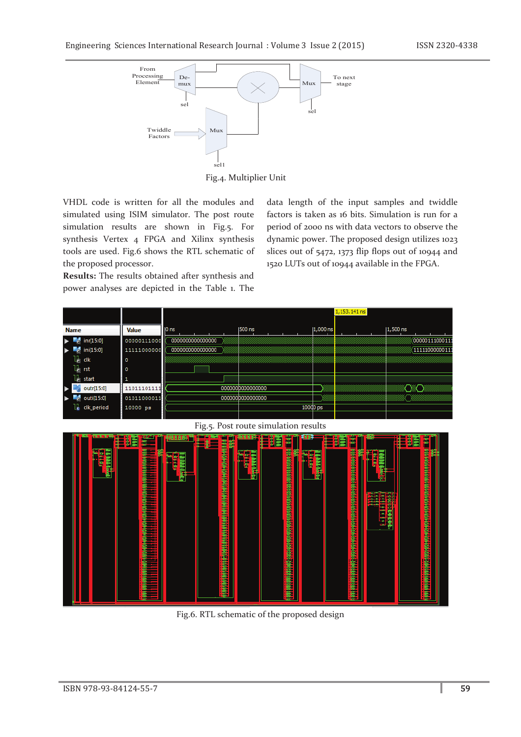Fig.4. Multiplier Unit

VHDL code is written for all the modules and simulated using ISIM simulator. The post route simulation results are shown in Fig.5. For synthesis Vertex 4 FPGA and Xilinx synthesis tools are used. Fig.6 shows the RTL schematic of the proposed processor.

**Results:** The results obtained after synthesis and power analyses are depicted in the Table 1. The data length of the input samples and twiddle factors is taken as 16 bits. Simulation is run for a period of 2000 ns with data vectors to observe the dynamic power. The proposed design utilizes 1023 slices out of 5472, 1373 flip flops out of 10944 and 1520 LUTs out of 10944 available in the FPGA.

Fig.5. Post route simulation results

Fig.6. RTL schematic of the proposed design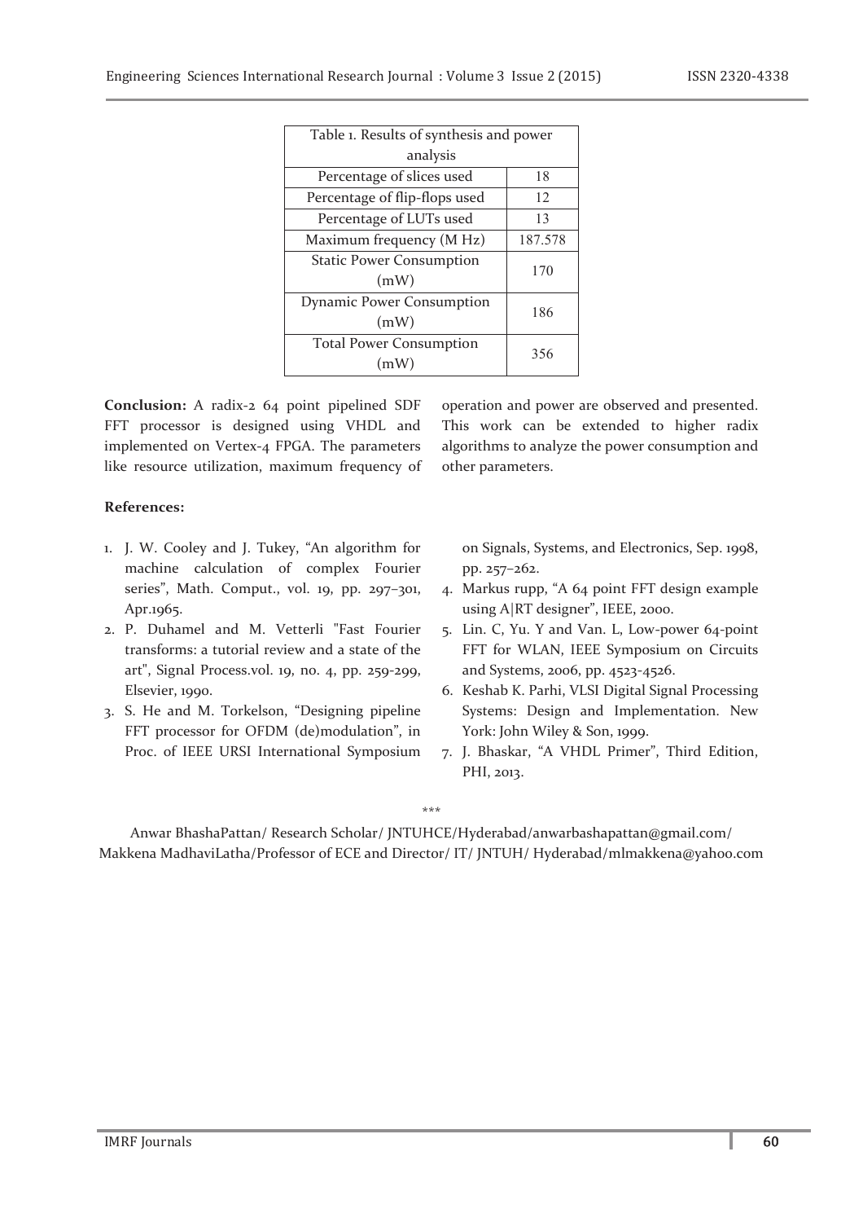| Table 1. Results of synthesis and power analysis | |
|---|---|
| Percentage of slices used | 18 |
| Percentage of flip-flops used | 12 |
| Percentage of LUTs used | 13 |
| Maximum frequency (M Hz) | 187.578 |
| Static Power Consumption (mW) | 170 |
| Dynamic Power Consumption (mW) | 186 |
| Total Power Consumption (mW) | 356 |

**Conclusion:** A radix-2 64 point pipelined SDF FFT processor is designed using VHDL and implemented on Vertex-4 FPGA. The parameters like resource utilization, maximum frequency of operation and power are observed and presented. This work can be extended to higher radix algorithms to analyze the power consumption and other parameters.

**References:**

1. J. W. Cooley and J. Tukey, "An algorithm for machine calculation of complex Fourier series", Math. Comput., vol. 19, pp. 297–301, Apr.1965.
2. P. Duhamel and M. Vetterli "Fast Fourier transforms: a tutorial review and a state of the art", Signal Process.vol. 19, no. 4, pp. 259-299, Elsevier, 1990.
3. S. He and M. Torkelson, "Designing pipeline FFT processor for OFDM (de)modulation", in Proc. of IEEE URSI International Symposium on Signals, Systems, and Electronics, Sep. 1998, pp. 257–262.
4. Markus rupp, "A 64 point FFT design example using A|RT designer", IEEE, 2000.
5. Lin. C, Yu. Y and Van. L, Low-power 64-point FFT for WLAN, IEEE Symposium on Circuits and Systems, 2006, pp. 4523-4526.
6. Keshab K. Parhi, VLSI Digital Signal Processing Systems: Design and Implementation. New York: John Wiley & Son, 1999.
7. J. Bhaskar, "A VHDL Primer", Third Edition, PHI, 2013.

\*\*\*

Anwar BhashaPattan/ Research Scholar/ JNTUHCE/Hyderabad/anwarbashapattan@gmail.com/
Makkena MadhaviLatha/Professor of ECE and Director/ IT/ JNTUH/ Hyderabad/mlmakkena@yahoo.com